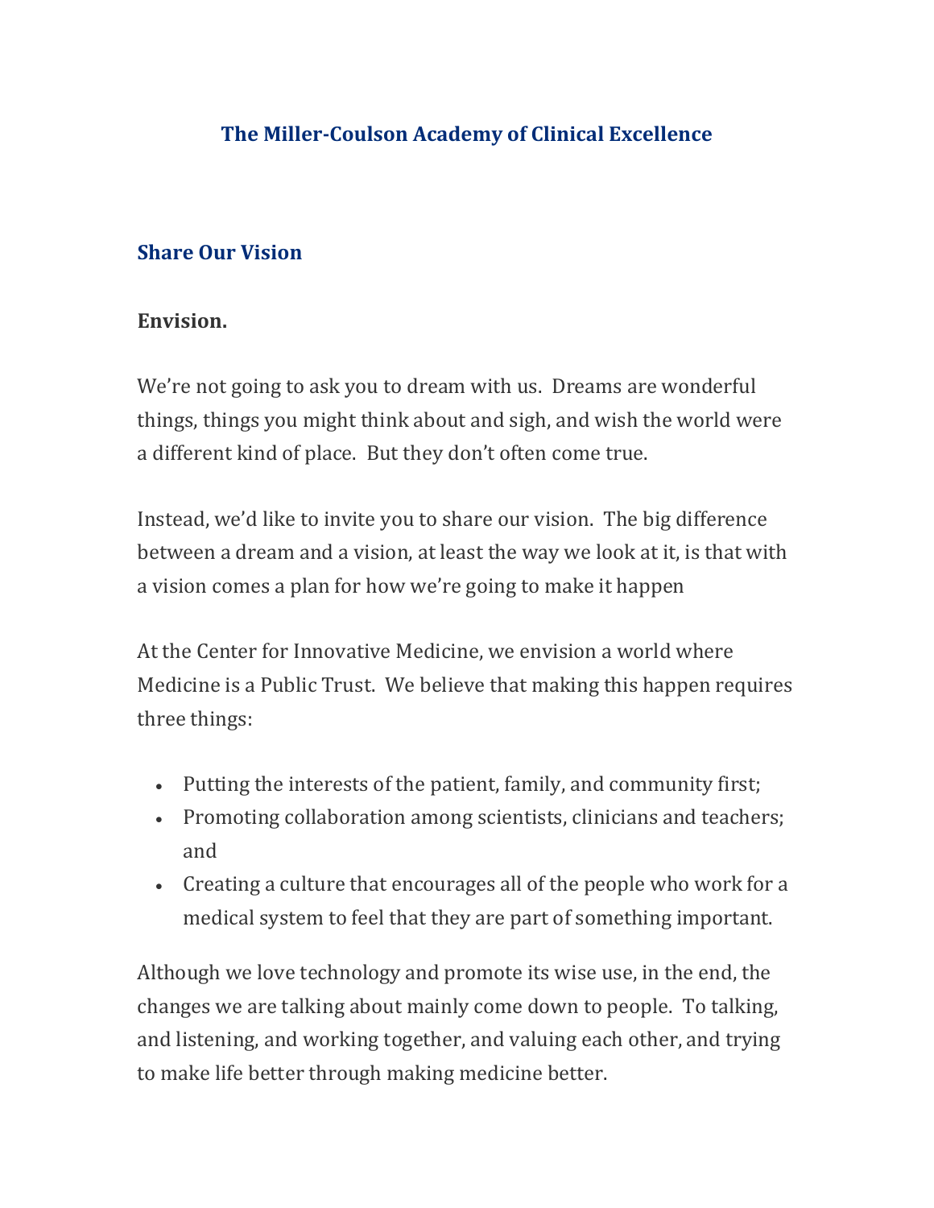# The Miller-Coulson Academy of Clinical Excellence

## Share Our Vision

**Envision.**

We're not going to ask you to dream with us. Dreams are wonderful things, things you might think about and sigh, and wish the world were a different kind of place. But they don't often come true.

Instead, we'd like to invite you to share our vision. The big difference between a dream and a vision, at least the way we look at it, is that with a vision comes a plan for how we're going to make it happen

At the Center for Innovative Medicine, we envision a world where Medicine is a Public Trust. We believe that making this happen requires three things:

- Putting the interests of the patient, family, and community first;
- Promoting collaboration among scientists, clinicians and teachers; and
- Creating a culture that encourages all of the people who work for a medical system to feel that they are part of something important.

Although we love technology and promote its wise use, in the end, the changes we are talking about mainly come down to people. To talking, and listening, and working together, and valuing each other, and trying to make life better through making medicine better.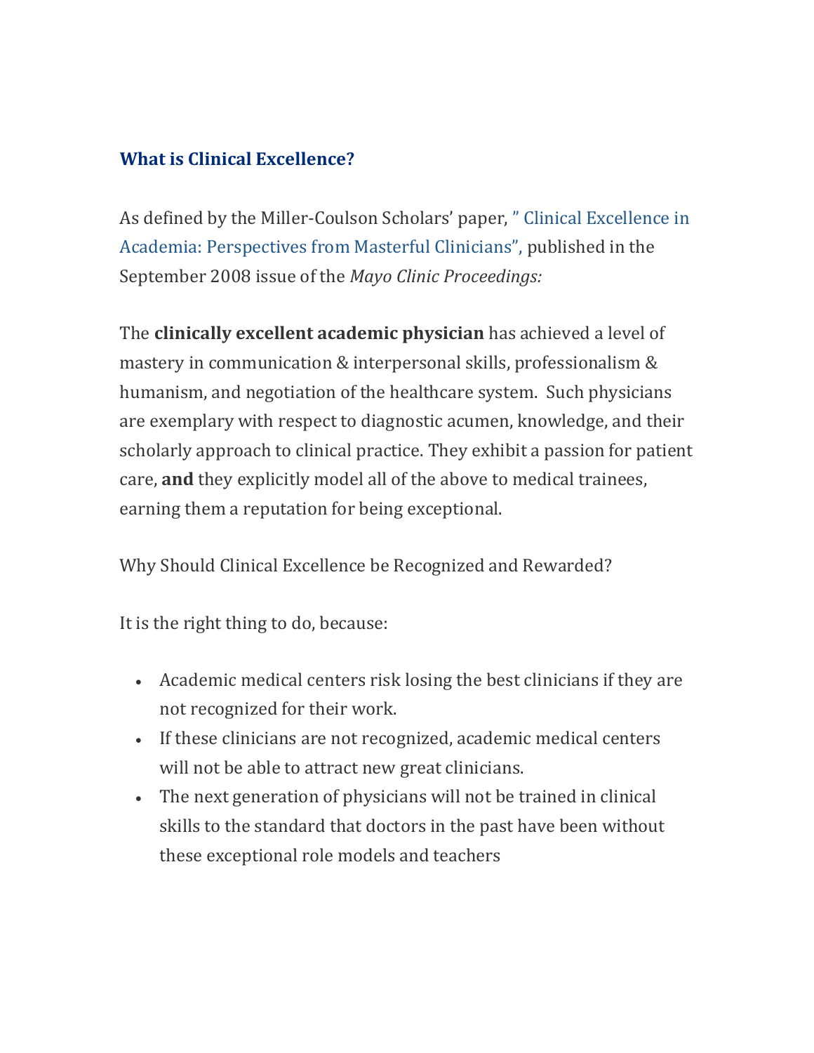## What is Clinical Excellence?

As defined by the Miller-Coulson Scholars' paper, " Clinical Excellence in Academia: Perspectives from Masterful Clinicians", published in the September 2008 issue of the *Mayo Clinic Proceedings:*

The **clinically excellent academic physician** has achieved a level of mastery in communication & interpersonal skills, professionalism & humanism, and negotiation of the healthcare system. Such physicians are exemplary with respect to diagnostic acumen, knowledge, and their scholarly approach to clinical practice. They exhibit a passion for patient care, **and** they explicitly model all of the above to medical trainees, earning them a reputation for being exceptional.

Why Should Clinical Excellence be Recognized and Rewarded?

It is the right thing to do, because:

- Academic medical centers risk losing the best clinicians if they are not recognized for their work.
- If these clinicians are not recognized, academic medical centers will not be able to attract new great clinicians.
- The next generation of physicians will not be trained in clinical skills to the standard that doctors in the past have been without these exceptional role models and teachers